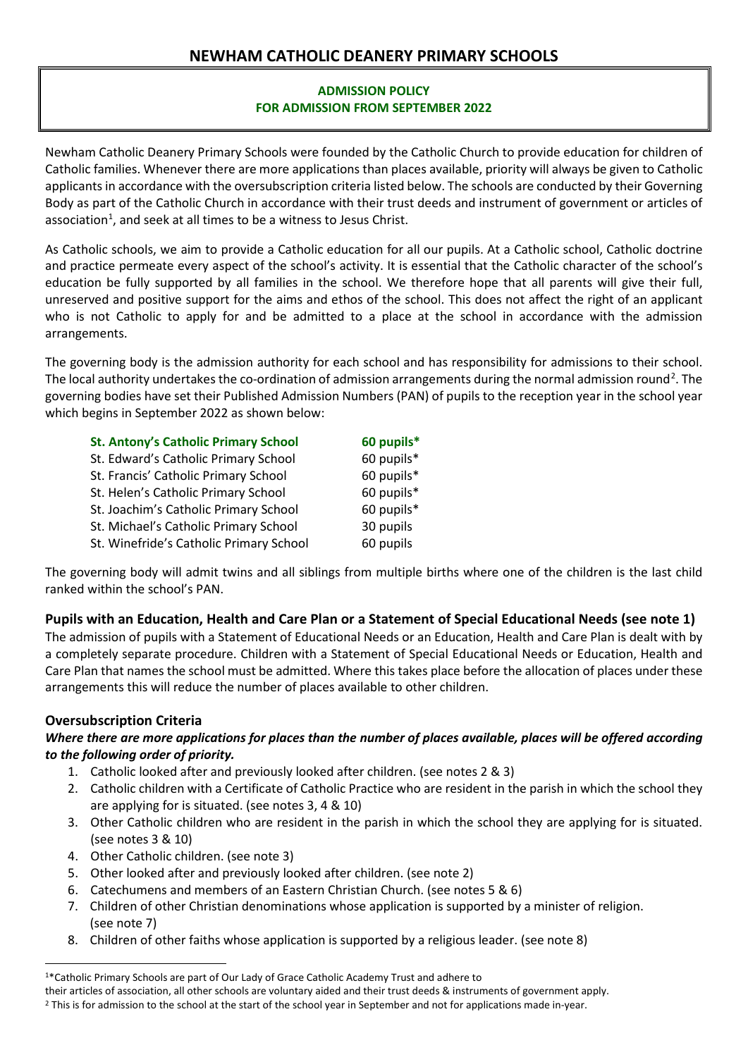# NEWHAM CATHOLIC DEANERY PRIMARY SCHOOLS

**ADMISSION POLICY**
**FOR ADMISSION FROM SEPTEMBER 2022**

Newham Catholic Deanery Primary Schools were founded by the Catholic Church to provide education for children of Catholic families. Whenever there are more applications than places available, priority will always be given to Catholic applicants in accordance with the oversubscription criteria listed below. The schools are conducted by their Governing Body as part of the Catholic Church in accordance with their trust deeds and instrument of government or articles of association[1], and seek at all times to be a witness to Jesus Christ.

As Catholic schools, we aim to provide a Catholic education for all our pupils. At a Catholic school, Catholic doctrine and practice permeate every aspect of the school's activity. It is essential that the Catholic character of the school's education be fully supported by all families in the school. We therefore hope that all parents will give their full, unreserved and positive support for the aims and ethos of the school. This does not affect the right of an applicant who is not Catholic to apply for and be admitted to a place at the school in accordance with the admission arrangements.

The governing body is the admission authority for each school and has responsibility for admissions to their school. The local authority undertakes the co-ordination of admission arrangements during the normal admission round[2]. The governing bodies have set their Published Admission Numbers (PAN) of pupils to the reception year in the school year which begins in September 2022 as shown below:

| | |
|---|---|
| **St. Antony's Catholic Primary School** | **60 pupils*** |
| St. Edward's Catholic Primary School | 60 pupils* |
| St. Francis' Catholic Primary School | 60 pupils* |
| St. Helen's Catholic Primary School | 60 pupils* |
| St. Joachim's Catholic Primary School | 60 pupils* |
| St. Michael's Catholic Primary School | 30 pupils |
| St. Winefride's Catholic Primary School | 60 pupils |

The governing body will admit twins and all siblings from multiple births where one of the children is the last child ranked within the school's PAN.

### Pupils with an Education, Health and Care Plan or a Statement of Special Educational Needs (see note 1)

The admission of pupils with a Statement of Educational Needs or an Education, Health and Care Plan is dealt with by a completely separate procedure. Children with a Statement of Special Educational Needs or Education, Health and Care Plan that names the school must be admitted. Where this takes place before the allocation of places under these arrangements this will reduce the number of places available to other children.

### Oversubscription Criteria

***Where there are more applications for places than the number of places available, places will be offered according to the following order of priority.***

1. Catholic looked after and previously looked after children. (see notes 2 & 3)
2. Catholic children with a Certificate of Catholic Practice who are resident in the parish in which the school they are applying for is situated. (see notes 3, 4 & 10)
3. Other Catholic children who are resident in the parish in which the school they are applying for is situated. (see notes 3 & 10)
4. Other Catholic children. (see note 3)
5. Other looked after and previously looked after children. (see note 2)
6. Catechumens and members of an Eastern Christian Church. (see notes 5 & 6)
7. Children of other Christian denominations whose application is supported by a minister of religion. (see note 7)
8. Children of other faiths whose application is supported by a religious leader. (see note 8)

---

[1] *Catholic Primary Schools are part of Our Lady of Grace Catholic Academy Trust and adhere to their articles of association, all other schools are voluntary aided and their trust deeds & instruments of government apply.

[2] This is for admission to the school at the start of the school year in September and not for applications made in-year.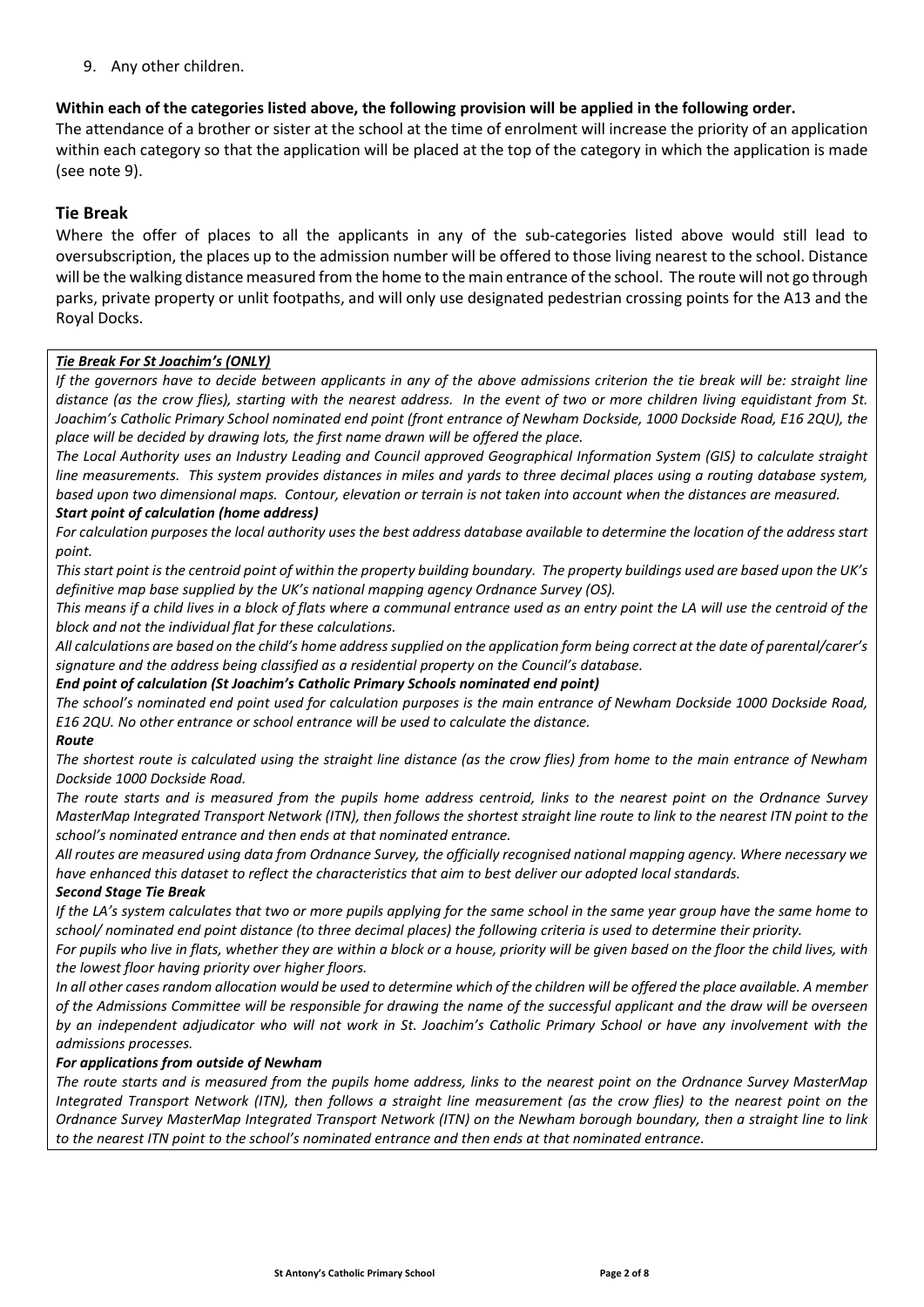9. Any other children.

**Within each of the categories listed above, the following provision will be applied in the following order.**

The attendance of a brother or sister at the school at the time of enrolment will increase the priority of an application within each category so that the application will be placed at the top of the category in which the application is made (see note 9).

## Tie Break

Where the offer of places to all the applicants in any of the sub-categories listed above would still lead to oversubscription, the places up to the admission number will be offered to those living nearest to the school. Distance will be the walking distance measured from the home to the main entrance of the school. The route will not go through parks, private property or unlit footpaths, and will only use designated pedestrian crossing points for the A13 and the Royal Docks.

***Tie Break For St Joachim's (ONLY)***

*If the governors have to decide between applicants in any of the above admissions criterion the tie break will be: straight line distance (as the crow flies), starting with the nearest address. In the event of two or more children living equidistant from St. Joachim's Catholic Primary School nominated end point (front entrance of Newham Dockside, 1000 Dockside Road, E16 2QU), the place will be decided by drawing lots, the first name drawn will be offered the place.*

*The Local Authority uses an Industry Leading and Council approved Geographical Information System (GIS) to calculate straight line measurements. This system provides distances in miles and yards to three decimal places using a routing database system, based upon two dimensional maps. Contour, elevation or terrain is not taken into account when the distances are measured.*

***Start point of calculation (home address)***

*For calculation purposes the local authority uses the best address database available to determine the location of the address start point.*

*This start point is the centroid point of within the property building boundary. The property buildings used are based upon the UK's definitive map base supplied by the UK's national mapping agency Ordnance Survey (OS).*

*This means if a child lives in a block of flats where a communal entrance used as an entry point the LA will use the centroid of the block and not the individual flat for these calculations.*

*All calculations are based on the child's home address supplied on the application form being correct at the date of parental/carer's signature and the address being classified as a residential property on the Council's database.*

***End point of calculation (St Joachim's Catholic Primary Schools nominated end point)***

*The school's nominated end point used for calculation purposes is the main entrance of Newham Dockside 1000 Dockside Road, E16 2QU. No other entrance or school entrance will be used to calculate the distance.*

***Route***

*The shortest route is calculated using the straight line distance (as the crow flies) from home to the main entrance of Newham Dockside 1000 Dockside Road.*

*The route starts and is measured from the pupils home address centroid, links to the nearest point on the Ordnance Survey MasterMap Integrated Transport Network (ITN), then follows the shortest straight line route to link to the nearest ITN point to the school's nominated entrance and then ends at that nominated entrance.*

*All routes are measured using data from Ordnance Survey, the officially recognised national mapping agency. Where necessary we have enhanced this dataset to reflect the characteristics that aim to best deliver our adopted local standards.*

***Second Stage Tie Break***

*If the LA's system calculates that two or more pupils applying for the same school in the same year group have the same home to school/ nominated end point distance (to three decimal places) the following criteria is used to determine their priority.*

*For pupils who live in flats, whether they are within a block or a house, priority will be given based on the floor the child lives, with the lowest floor having priority over higher floors.*

*In all other cases random allocation would be used to determine which of the children will be offered the place available. A member of the Admissions Committee will be responsible for drawing the name of the successful applicant and the draw will be overseen by an independent adjudicator who will not work in St. Joachim's Catholic Primary School or have any involvement with the admissions processes.*

***For applications from outside of Newham***

*The route starts and is measured from the pupils home address, links to the nearest point on the Ordnance Survey MasterMap Integrated Transport Network (ITN), then follows a straight line measurement (as the crow flies) to the nearest point on the Ordnance Survey MasterMap Integrated Transport Network (ITN) on the Newham borough boundary, then a straight line to link to the nearest ITN point to the school's nominated entrance and then ends at that nominated entrance.*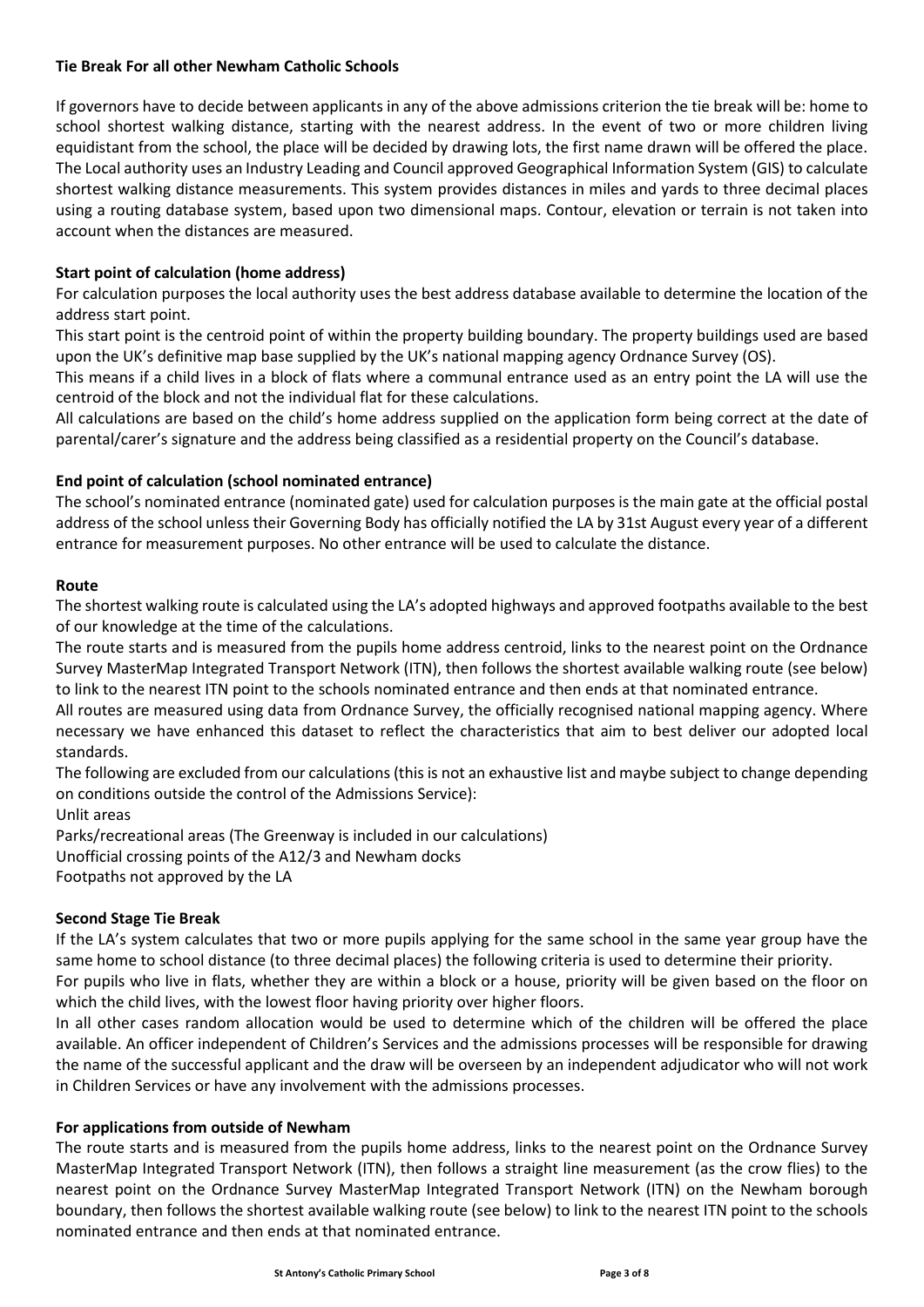**Tie Break For all other Newham Catholic Schools**

If governors have to decide between applicants in any of the above admissions criterion the tie break will be: home to school shortest walking distance, starting with the nearest address. In the event of two or more children living equidistant from the school, the place will be decided by drawing lots, the first name drawn will be offered the place. The Local authority uses an Industry Leading and Council approved Geographical Information System (GIS) to calculate shortest walking distance measurements. This system provides distances in miles and yards to three decimal places using a routing database system, based upon two dimensional maps. Contour, elevation or terrain is not taken into account when the distances are measured.

**Start point of calculation (home address)**

For calculation purposes the local authority uses the best address database available to determine the location of the address start point.

This start point is the centroid point of within the property building boundary. The property buildings used are based upon the UK's definitive map base supplied by the UK's national mapping agency Ordnance Survey (OS).

This means if a child lives in a block of flats where a communal entrance used as an entry point the LA will use the centroid of the block and not the individual flat for these calculations.

All calculations are based on the child's home address supplied on the application form being correct at the date of parental/carer's signature and the address being classified as a residential property on the Council's database.

**End point of calculation (school nominated entrance)**

The school's nominated entrance (nominated gate) used for calculation purposes is the main gate at the official postal address of the school unless their Governing Body has officially notified the LA by 31st August every year of a different entrance for measurement purposes. No other entrance will be used to calculate the distance.

**Route**

The shortest walking route is calculated using the LA's adopted highways and approved footpaths available to the best of our knowledge at the time of the calculations.

The route starts and is measured from the pupils home address centroid, links to the nearest point on the Ordnance Survey MasterMap Integrated Transport Network (ITN), then follows the shortest available walking route (see below) to link to the nearest ITN point to the schools nominated entrance and then ends at that nominated entrance.

All routes are measured using data from Ordnance Survey, the officially recognised national mapping agency. Where necessary we have enhanced this dataset to reflect the characteristics that aim to best deliver our adopted local standards.

The following are excluded from our calculations (this is not an exhaustive list and maybe subject to change depending on conditions outside the control of the Admissions Service):

Unlit areas

Parks/recreational areas (The Greenway is included in our calculations)

Unofficial crossing points of the A12/3 and Newham docks

Footpaths not approved by the LA

**Second Stage Tie Break**

If the LA's system calculates that two or more pupils applying for the same school in the same year group have the same home to school distance (to three decimal places) the following criteria is used to determine their priority.

For pupils who live in flats, whether they are within a block or a house, priority will be given based on the floor on which the child lives, with the lowest floor having priority over higher floors.

In all other cases random allocation would be used to determine which of the children will be offered the place available. An officer independent of Children's Services and the admissions processes will be responsible for drawing the name of the successful applicant and the draw will be overseen by an independent adjudicator who will not work in Children Services or have any involvement with the admissions processes.

**For applications from outside of Newham**

The route starts and is measured from the pupils home address, links to the nearest point on the Ordnance Survey MasterMap Integrated Transport Network (ITN), then follows a straight line measurement (as the crow flies) to the nearest point on the Ordnance Survey MasterMap Integrated Transport Network (ITN) on the Newham borough boundary, then follows the shortest available walking route (see below) to link to the nearest ITN point to the schools nominated entrance and then ends at that nominated entrance.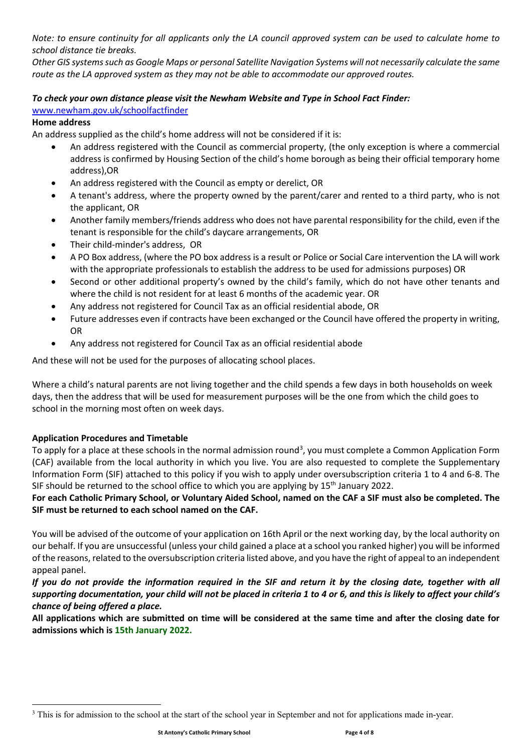*Note: to ensure continuity for all applicants only the LA council approved system can be used to calculate home to school distance tie breaks.*

*Other GIS systems such as Google Maps or personal Satellite Navigation Systems will not necessarily calculate the same route as the LA approved system as they may not be able to accommodate our approved routes.*

***To check your own distance please visit the Newham Website and Type in School Fact Finder:***

[www.newham.gov.uk/schoolfactfinder](www.newham.gov.uk/schoolfactfinder)

**Home address**

An address supplied as the child's home address will not be considered if it is:

- An address registered with the Council as commercial property, (the only exception is where a commercial address is confirmed by Housing Section of the child's home borough as being their official temporary home address),OR
- An address registered with the Council as empty or derelict, OR
- A tenant's address, where the property owned by the parent/carer and rented to a third party, who is not the applicant, OR
- Another family members/friends address who does not have parental responsibility for the child, even if the tenant is responsible for the child's daycare arrangements, OR
- Their child-minder's address, OR
- A PO Box address, (where the PO box address is a result or Police or Social Care intervention the LA will work with the appropriate professionals to establish the address to be used for admissions purposes) OR
- Second or other additional property's owned by the child's family, which do not have other tenants and where the child is not resident for at least 6 months of the academic year. OR
- Any address not registered for Council Tax as an official residential abode, OR
- Future addresses even if contracts have been exchanged or the Council have offered the property in writing, OR
- Any address not registered for Council Tax as an official residential abode

And these will not be used for the purposes of allocating school places.

Where a child's natural parents are not living together and the child spends a few days in both households on week days, then the address that will be used for measurement purposes will be the one from which the child goes to school in the morning most often on week days.

**Application Procedures and Timetable**

To apply for a place at these schools in the normal admission round[3], you must complete a Common Application Form (CAF) available from the local authority in which you live. You are also requested to complete the Supplementary Information Form (SIF) attached to this policy if you wish to apply under oversubscription criteria 1 to 4 and 6-8. The SIF should be returned to the school office to which you are applying by 15th January 2022.

**For each Catholic Primary School, or Voluntary Aided School, named on the CAF a SIF must also be completed. The SIF must be returned to each school named on the CAF.**

You will be advised of the outcome of your application on 16th April or the next working day, by the local authority on our behalf. If you are unsuccessful (unless your child gained a place at a school you ranked higher) you will be informed of the reasons, related to the oversubscription criteria listed above, and you have the right of appeal to an independent appeal panel.

***If you do not provide the information required in the SIF and return it by the closing date, together with all supporting documentation, your child will not be placed in criteria 1 to 4 or 6, and this is likely to affect your child's chance of being offered a place.***

**All applications which are submitted on time will be considered at the same time and after the closing date for admissions which is 15th January 2022.**

[3] This is for admission to the school at the start of the school year in September and not for applications made in-year.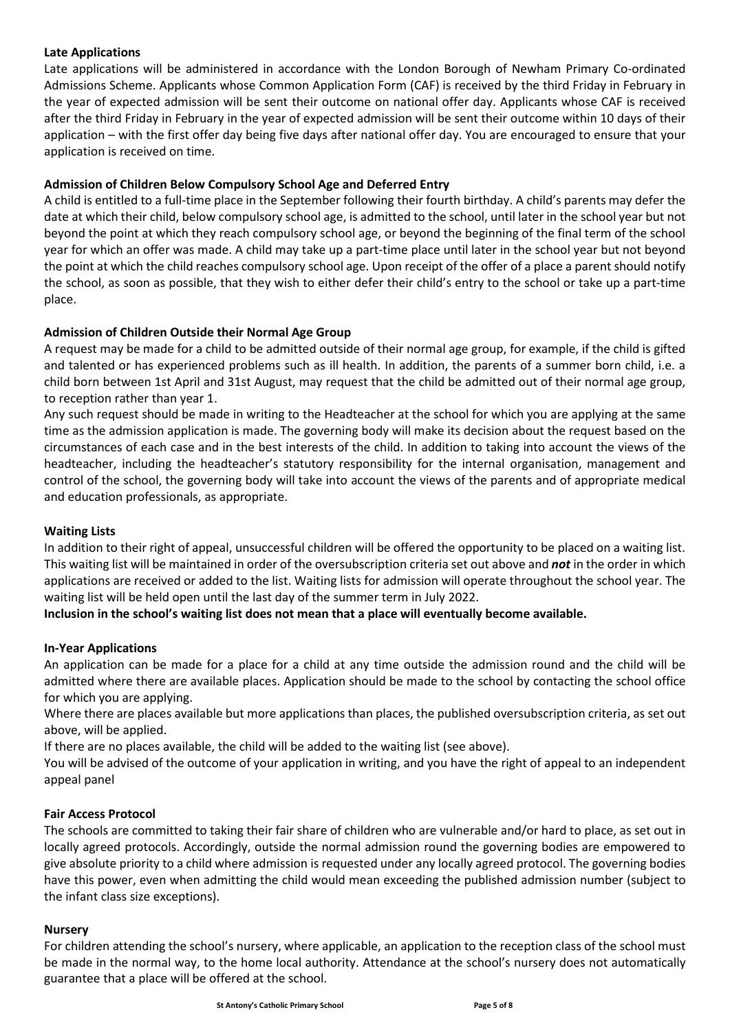**Late Applications**

Late applications will be administered in accordance with the London Borough of Newham Primary Co-ordinated Admissions Scheme. Applicants whose Common Application Form (CAF) is received by the third Friday in February in the year of expected admission will be sent their outcome on national offer day. Applicants whose CAF is received after the third Friday in February in the year of expected admission will be sent their outcome within 10 days of their application – with the first offer day being five days after national offer day. You are encouraged to ensure that your application is received on time.

**Admission of Children Below Compulsory School Age and Deferred Entry**

A child is entitled to a full-time place in the September following their fourth birthday. A child's parents may defer the date at which their child, below compulsory school age, is admitted to the school, until later in the school year but not beyond the point at which they reach compulsory school age, or beyond the beginning of the final term of the school year for which an offer was made. A child may take up a part-time place until later in the school year but not beyond the point at which the child reaches compulsory school age. Upon receipt of the offer of a place a parent should notify the school, as soon as possible, that they wish to either defer their child's entry to the school or take up a part-time place.

**Admission of Children Outside their Normal Age Group**

A request may be made for a child to be admitted outside of their normal age group, for example, if the child is gifted and talented or has experienced problems such as ill health. In addition, the parents of a summer born child, i.e. a child born between 1st April and 31st August, may request that the child be admitted out of their normal age group, to reception rather than year 1.

Any such request should be made in writing to the Headteacher at the school for which you are applying at the same time as the admission application is made. The governing body will make its decision about the request based on the circumstances of each case and in the best interests of the child. In addition to taking into account the views of the headteacher, including the headteacher's statutory responsibility for the internal organisation, management and control of the school, the governing body will take into account the views of the parents and of appropriate medical and education professionals, as appropriate.

**Waiting Lists**

In addition to their right of appeal, unsuccessful children will be offered the opportunity to be placed on a waiting list. This waiting list will be maintained in order of the oversubscription criteria set out above and ***not*** in the order in which applications are received or added to the list. Waiting lists for admission will operate throughout the school year. The waiting list will be held open until the last day of the summer term in July 2022.

**Inclusion in the school's waiting list does not mean that a place will eventually become available.**

**In-Year Applications**

An application can be made for a place for a child at any time outside the admission round and the child will be admitted where there are available places. Application should be made to the school by contacting the school office for which you are applying.

Where there are places available but more applications than places, the published oversubscription criteria, as set out above, will be applied.

If there are no places available, the child will be added to the waiting list (see above).

You will be advised of the outcome of your application in writing, and you have the right of appeal to an independent appeal panel

**Fair Access Protocol**

The schools are committed to taking their fair share of children who are vulnerable and/or hard to place, as set out in locally agreed protocols. Accordingly, outside the normal admission round the governing bodies are empowered to give absolute priority to a child where admission is requested under any locally agreed protocol. The governing bodies have this power, even when admitting the child would mean exceeding the published admission number (subject to the infant class size exceptions).

**Nursery**

For children attending the school's nursery, where applicable, an application to the reception class of the school must be made in the normal way, to the home local authority. Attendance at the school's nursery does not automatically guarantee that a place will be offered at the school.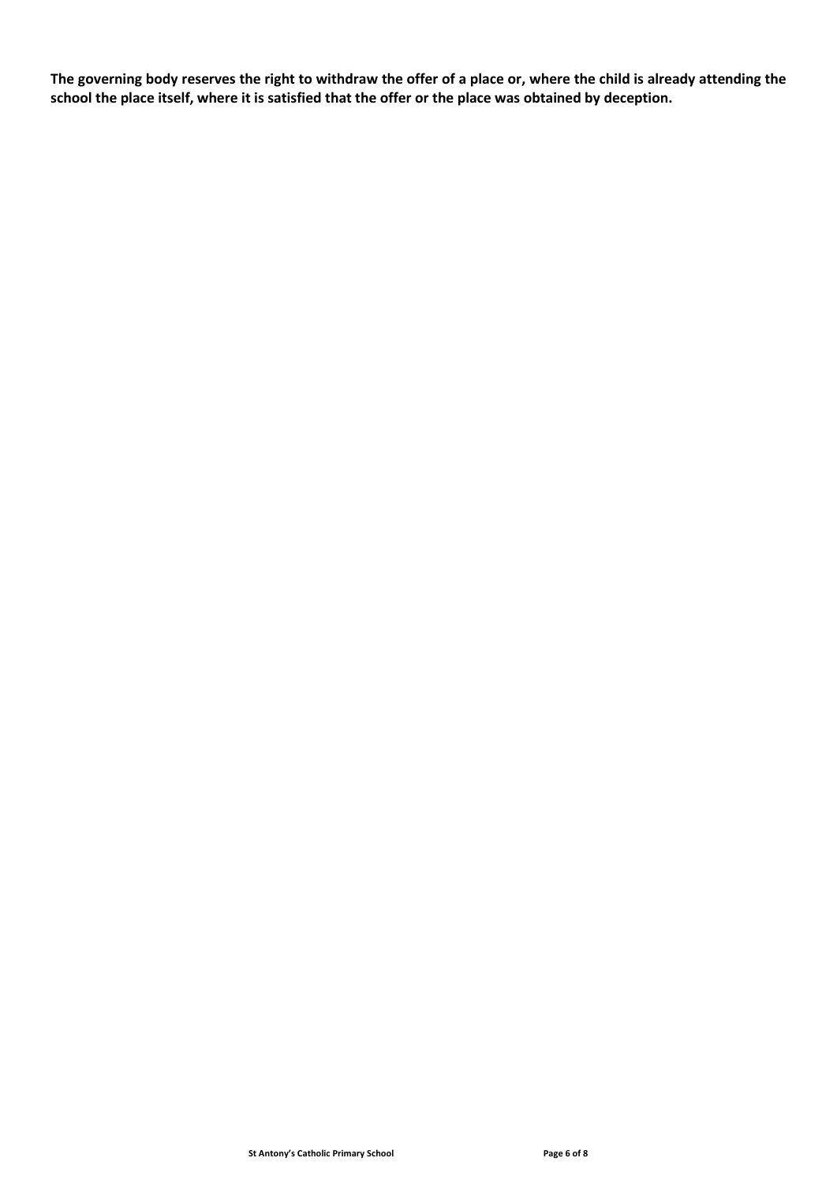**The governing body reserves the right to withdraw the offer of a place or, where the child is already attending the school the place itself, where it is satisfied that the offer or the place was obtained by deception.**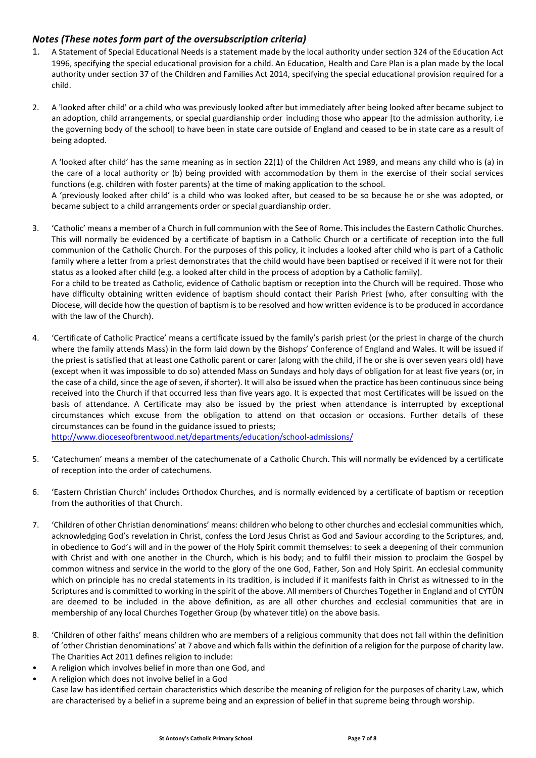## *Notes (These notes form part of the oversubscription criteria)*

1. A Statement of Special Educational Needs is a statement made by the local authority under section 324 of the Education Act 1996, specifying the special educational provision for a child. An Education, Health and Care Plan is a plan made by the local authority under section 37 of the Children and Families Act 2014, specifying the special educational provision required for a child.

2. A 'looked after child' or a child who was previously looked after but immediately after being looked after became subject to an adoption, child arrangements, or special guardianship order including those who appear [to the admission authority, i.e the governing body of the school] to have been in state care outside of England and ceased to be in state care as a result of being adopted.

   A 'looked after child' has the same meaning as in section 22(1) of the Children Act 1989, and means any child who is (a) in the care of a local authority or (b) being provided with accommodation by them in the exercise of their social services functions (e.g. children with foster parents) at the time of making application to the school.
   A 'previously looked after child' is a child who was looked after, but ceased to be so because he or she was adopted, or became subject to a child arrangements order or special guardianship order.

3. 'Catholic' means a member of a Church in full communion with the See of Rome. This includes the Eastern Catholic Churches. This will normally be evidenced by a certificate of baptism in a Catholic Church or a certificate of reception into the full communion of the Catholic Church. For the purposes of this policy, it includes a looked after child who is part of a Catholic family where a letter from a priest demonstrates that the child would have been baptised or received if it were not for their status as a looked after child (e.g. a looked after child in the process of adoption by a Catholic family).
   For a child to be treated as Catholic, evidence of Catholic baptism or reception into the Church will be required. Those who have difficulty obtaining written evidence of baptism should contact their Parish Priest (who, after consulting with the Diocese, will decide how the question of baptism is to be resolved and how written evidence is to be produced in accordance with the law of the Church).

4. 'Certificate of Catholic Practice' means a certificate issued by the family's parish priest (or the priest in charge of the church where the family attends Mass) in the form laid down by the Bishops' Conference of England and Wales. It will be issued if the priest is satisfied that at least one Catholic parent or carer (along with the child, if he or she is over seven years old) have (except when it was impossible to do so) attended Mass on Sundays and holy days of obligation for at least five years (or, in the case of a child, since the age of seven, if shorter). It will also be issued when the practice has been continuous since being received into the Church if that occurred less than five years ago. It is expected that most Certificates will be issued on the basis of attendance. A Certificate may also be issued by the priest when attendance is interrupted by exceptional circumstances which excuse from the obligation to attend on that occasion or occasions. Further details of these circumstances can be found in the guidance issued to priests;
   http://www.dioceseofbrentwood.net/departments/education/school-admissions/

5. 'Catechumen' means a member of the catechumenate of a Catholic Church. This will normally be evidenced by a certificate of reception into the order of catechumens.

6. 'Eastern Christian Church' includes Orthodox Churches, and is normally evidenced by a certificate of baptism or reception from the authorities of that Church.

7. 'Children of other Christian denominations' means: children who belong to other churches and ecclesial communities which, acknowledging God's revelation in Christ, confess the Lord Jesus Christ as God and Saviour according to the Scriptures, and, in obedience to God's will and in the power of the Holy Spirit commit themselves: to seek a deepening of their communion with Christ and with one another in the Church, which is his body; and to fulfil their mission to proclaim the Gospel by common witness and service in the world to the glory of the one God, Father, Son and Holy Spirit. An ecclesial community which on principle has no credal statements in its tradition, is included if it manifests faith in Christ as witnessed to in the Scriptures and is committed to working in the spirit of the above. All members of Churches Together in England and of CYTÛN are deemed to be included in the above definition, as are all other churches and ecclesial communities that are in membership of any local Churches Together Group (by whatever title) on the above basis.

8. 'Children of other faiths' means children who are members of a religious community that does not fall within the definition of 'other Christian denominations' at 7 above and which falls within the definition of a religion for the purpose of charity law. The Charities Act 2011 defines religion to include:
   - A religion which involves belief in more than one God, and
   - A religion which does not involve belief in a God

   Case law has identified certain characteristics which describe the meaning of religion for the purposes of charity Law, which are characterised by a belief in a supreme being and an expression of belief in that supreme being through worship.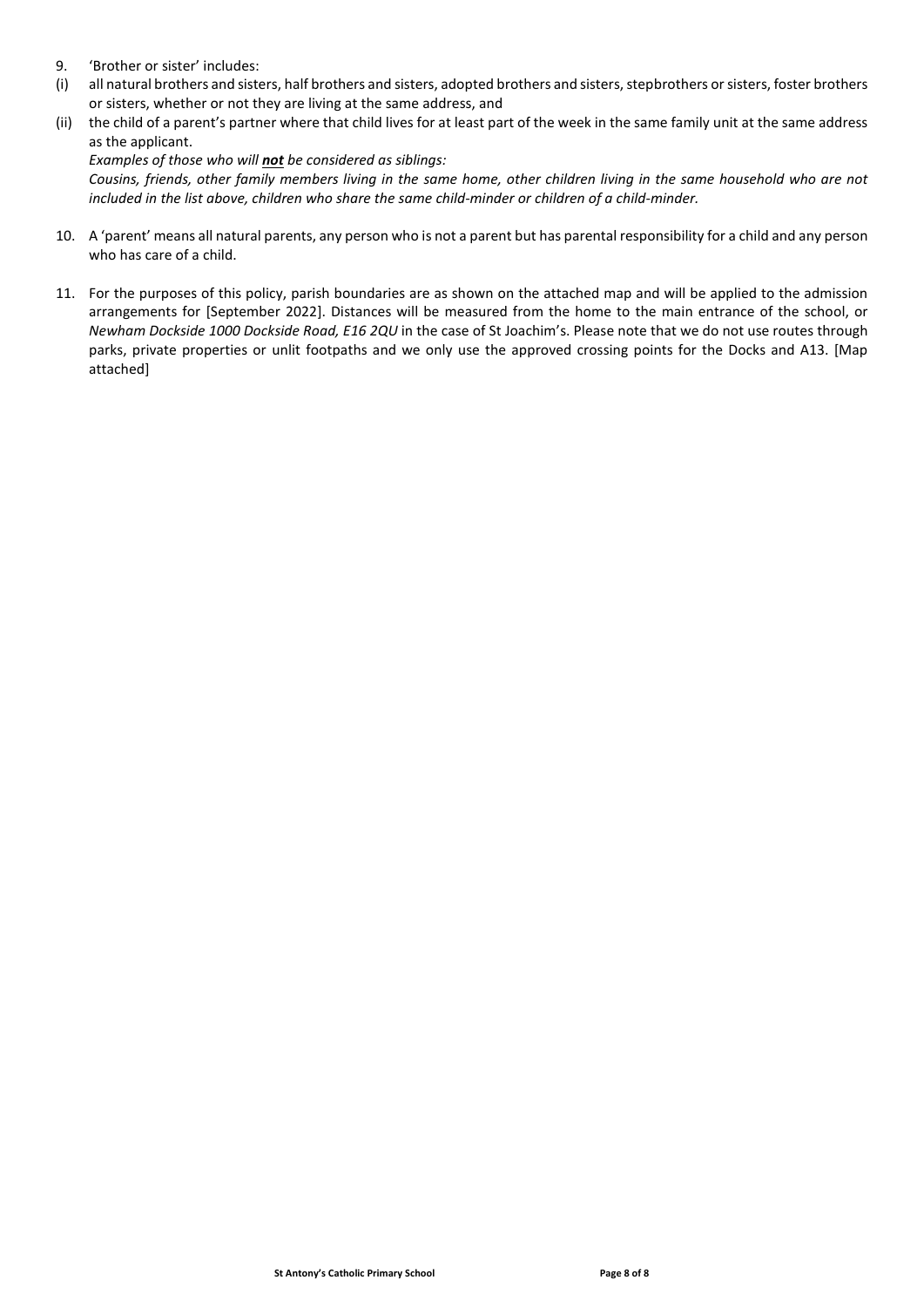9. 'Brother or sister' includes:

(i) all natural brothers and sisters, half brothers and sisters, adopted brothers and sisters, stepbrothers or sisters, foster brothers or sisters, whether or not they are living at the same address, and

(ii) the child of a parent's partner where that child lives for at least part of the week in the same family unit at the same address as the applicant.

*Examples of those who will **not** be considered as siblings:*

*Cousins, friends, other family members living in the same home, other children living in the same household who are not included in the list above, children who share the same child-minder or children of a child-minder.*

10. A 'parent' means all natural parents, any person who is not a parent but has parental responsibility for a child and any person who has care of a child.

11. For the purposes of this policy, parish boundaries are as shown on the attached map and will be applied to the admission arrangements for [September 2022]. Distances will be measured from the home to the main entrance of the school, or *Newham Dockside 1000 Dockside Road, E16 2QU* in the case of St Joachim's. Please note that we do not use routes through parks, private properties or unlit footpaths and we only use the approved crossing points for the Docks and A13. [Map attached]